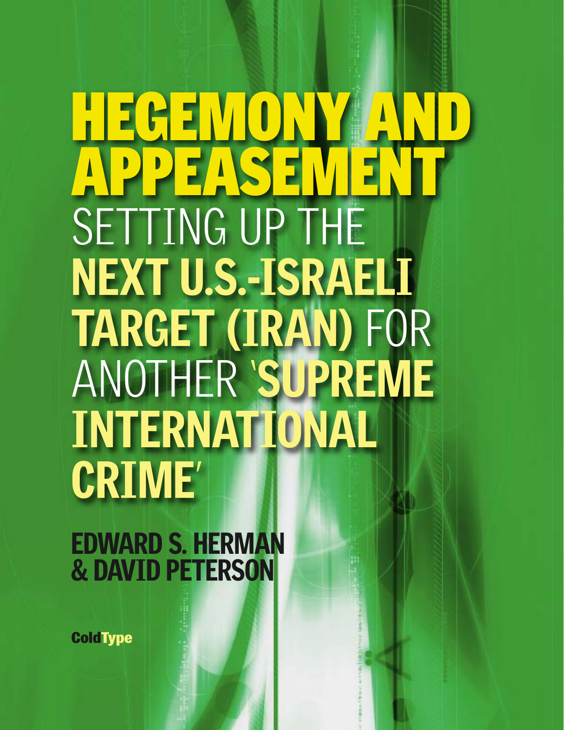# HEGEMONY AND APPEASEMENT

## SETTING UP THE NEXT U.S.-ISRAELI TARGET (IRAN) FOR ANOTHER 'SUPREME INTERNATIONAL CRIME'

**EDWARD S. HERMAN & DAVID PETERSON**

**ColdType**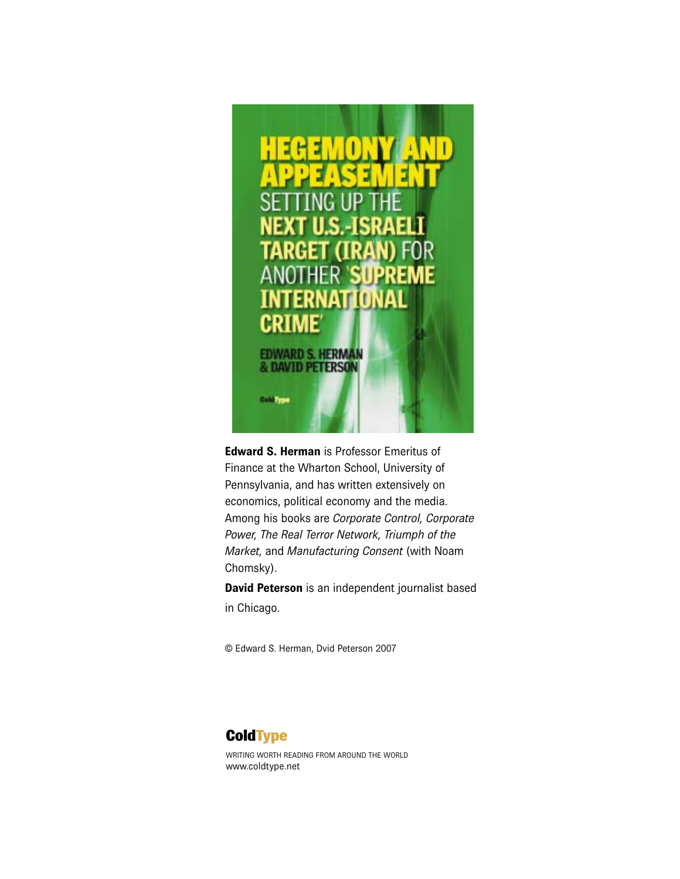**Edward S. Herman** is Professor Emeritus of Finance at the Wharton School, University of Pennsylvania, and has written extensively on economics, political economy and the media. Among his books are *Corporate Control, Corporate Power, The Real Terror Network, Triumph of the Market,* and *Manufacturing Consent* (with Noam Chomsky).

**David Peterson** is an independent journalist based in Chicago.

© Edward S. Herman, Dvid Peterson 2007

**ColdType**

WRITING WORTH READING FROM AROUND THE WORLD
www.coldtype.net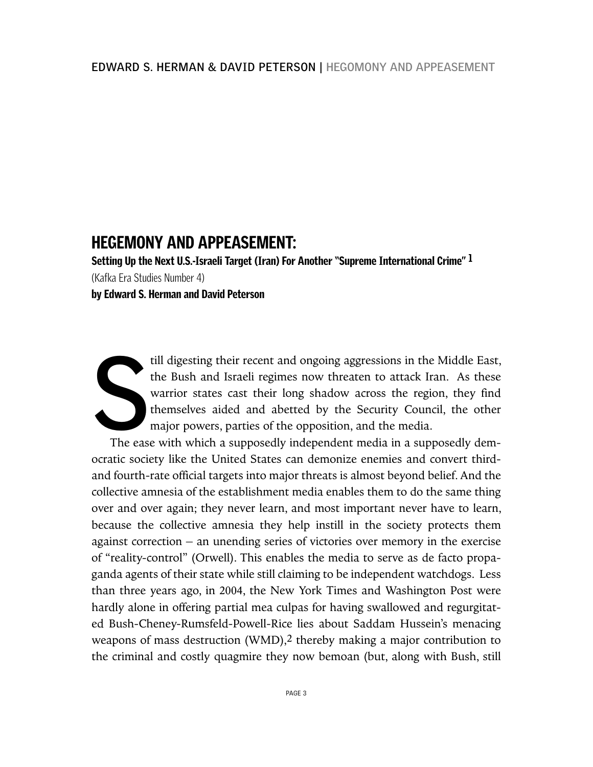# HEGEMONY AND APPEASEMENT:

**Setting Up the Next U.S.-Israeli Target (Iran) For Another "Supreme International Crime"** [1]

(Kafka Era Studies Number 4)

**by Edward S. Herman and David Peterson**

Still digesting their recent and ongoing aggressions in the Middle East, the Bush and Israeli regimes now threaten to attack Iran. As these warrior states cast their long shadow across the region, they find themselves aided and abetted by the Security Council, the other major powers, parties of the opposition, and the media.

The ease with which a supposedly independent media in a supposedly democratic society like the United States can demonize enemies and convert third- and fourth-rate official targets into major threats is almost beyond belief. And the collective amnesia of the establishment media enables them to do the same thing over and over again; they never learn, and most important never have to learn, because the collective amnesia they help instill in the society protects them against correction – an unending series of victories over memory in the exercise of "reality-control" (Orwell). This enables the media to serve as de facto propaganda agents of their state while still claiming to be independent watchdogs. Less than three years ago, in 2004, the New York Times and Washington Post were hardly alone in offering partial mea culpas for having swallowed and regurgitated Bush-Cheney-Rumsfeld-Powell-Rice lies about Saddam Hussein's menacing weapons of mass destruction (WMD),[2] thereby making a major contribution to the criminal and costly quagmire they now bemoan (but, along with Bush, still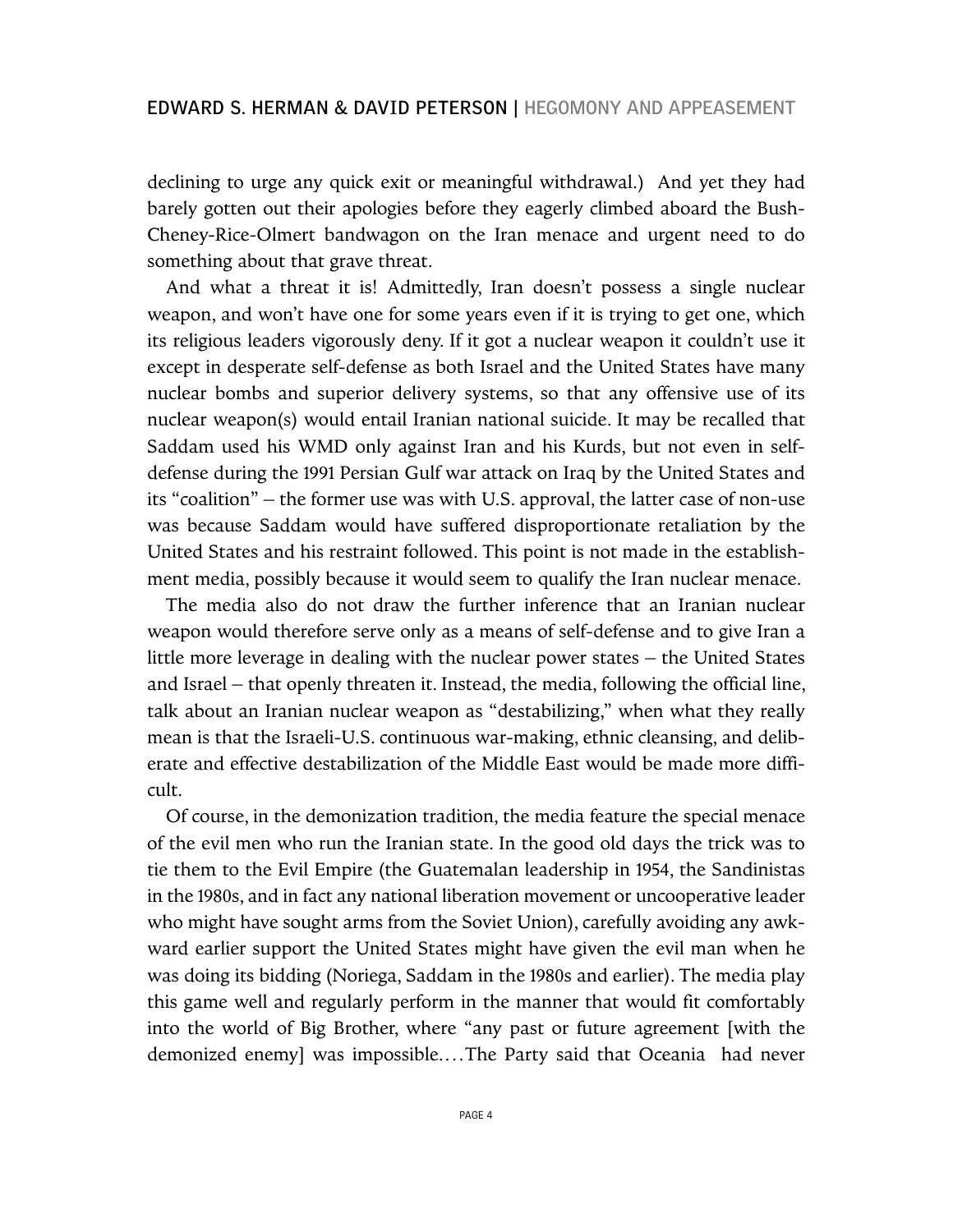declining to urge any quick exit or meaningful withdrawal.) And yet they had barely gotten out their apologies before they eagerly climbed aboard the Bush-Cheney-Rice-Olmert bandwagon on the Iran menace and urgent need to do something about that grave threat.

And what a threat it is! Admittedly, Iran doesn't possess a single nuclear weapon, and won't have one for some years even if it is trying to get one, which its religious leaders vigorously deny. If it got a nuclear weapon it couldn't use it except in desperate self-defense as both Israel and the United States have many nuclear bombs and superior delivery systems, so that any offensive use of its nuclear weapon(s) would entail Iranian national suicide. It may be recalled that Saddam used his WMD only against Iran and his Kurds, but not even in self-defense during the 1991 Persian Gulf war attack on Iraq by the United States and its "coalition" – the former use was with U.S. approval, the latter case of non-use was because Saddam would have suffered disproportionate retaliation by the United States and his restraint followed. This point is not made in the establishment media, possibly because it would seem to qualify the Iran nuclear menace.

The media also do not draw the further inference that an Iranian nuclear weapon would therefore serve only as a means of self-defense and to give Iran a little more leverage in dealing with the nuclear power states – the United States and Israel – that openly threaten it. Instead, the media, following the official line, talk about an Iranian nuclear weapon as "destabilizing," when what they really mean is that the Israeli-U.S. continuous war-making, ethnic cleansing, and deliberate and effective destabilization of the Middle East would be made more difficult.

Of course, in the demonization tradition, the media feature the special menace of the evil men who run the Iranian state. In the good old days the trick was to tie them to the Evil Empire (the Guatemalan leadership in 1954, the Sandinistas in the 1980s, and in fact any national liberation movement or uncooperative leader who might have sought arms from the Soviet Union), carefully avoiding any awkward earlier support the United States might have given the evil man when he was doing its bidding (Noriega, Saddam in the 1980s and earlier). The media play this game well and regularly perform in the manner that would fit comfortably into the world of Big Brother, where "any past or future agreement [with the demonized enemy] was impossible.... The Party said that Oceania had never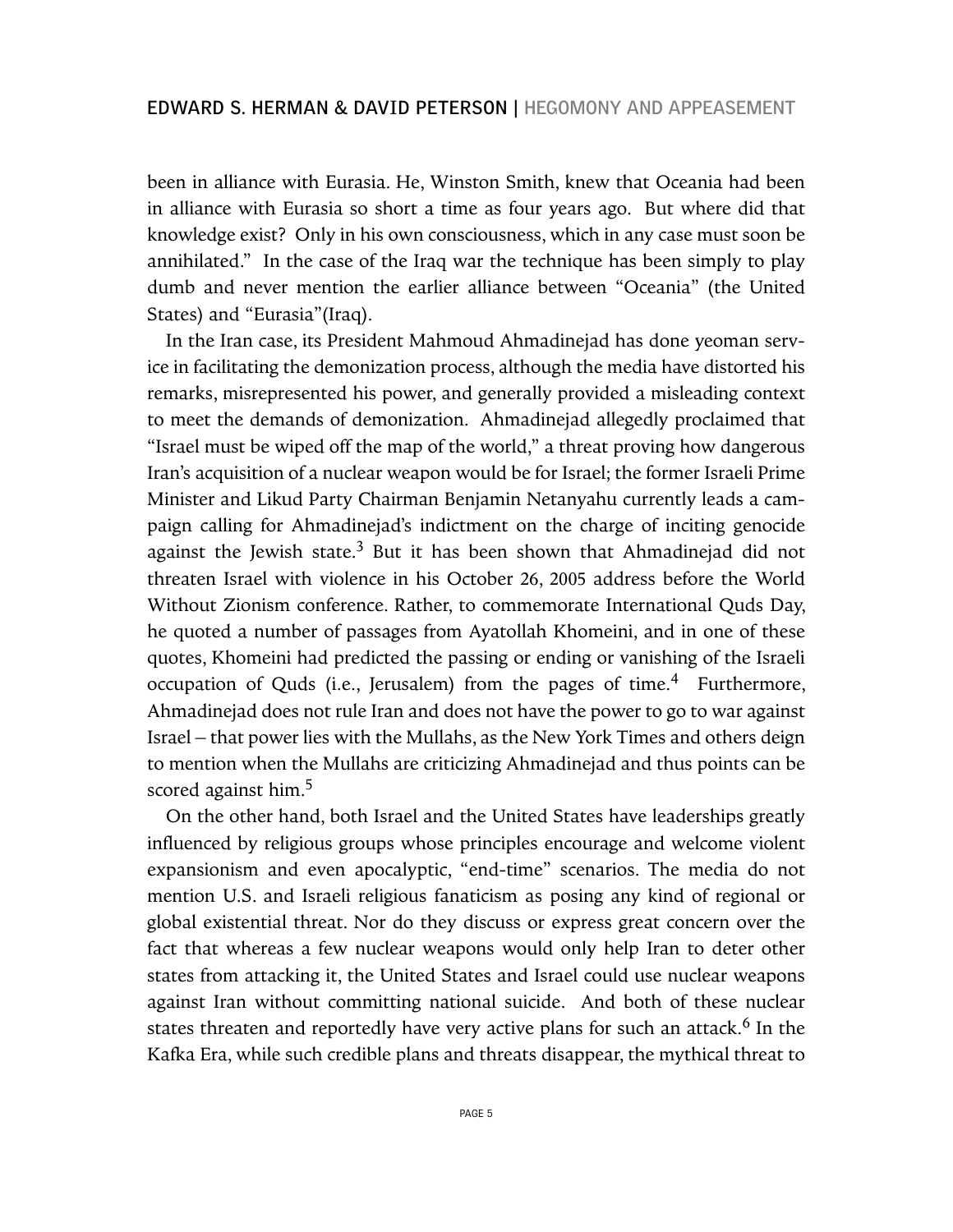been in alliance with Eurasia. He, Winston Smith, knew that Oceania had been in alliance with Eurasia so short a time as four years ago. But where did that knowledge exist? Only in his own consciousness, which in any case must soon be annihilated." In the case of the Iraq war the technique has been simply to play dumb and never mention the earlier alliance between "Oceania" (the United States) and "Eurasia"(Iraq).

In the Iran case, its President Mahmoud Ahmadinejad has done yeoman service in facilitating the demonization process, although the media have distorted his remarks, misrepresented his power, and generally provided a misleading context to meet the demands of demonization. Ahmadinejad allegedly proclaimed that "Israel must be wiped off the map of the world," a threat proving how dangerous Iran's acquisition of a nuclear weapon would be for Israel; the former Israeli Prime Minister and Likud Party Chairman Benjamin Netanyahu currently leads a campaign calling for Ahmadinejad's indictment on the charge of inciting genocide against the Jewish state.[3] But it has been shown that Ahmadinejad did not threaten Israel with violence in his October 26, 2005 address before the World Without Zionism conference. Rather, to commemorate International Quds Day, he quoted a number of passages from Ayatollah Khomeini, and in one of these quotes, Khomeini had predicted the passing or ending or vanishing of the Israeli occupation of Quds (i.e., Jerusalem) from the pages of time.[4] Furthermore, Ahmadinejad does not rule Iran and does not have the power to go to war against Israel – that power lies with the Mullahs, as the New York Times and others deign to mention when the Mullahs are criticizing Ahmadinejad and thus points can be scored against him.[5]

On the other hand, both Israel and the United States have leaderships greatly influenced by religious groups whose principles encourage and welcome violent expansionism and even apocalyptic, "end-time" scenarios. The media do not mention U.S. and Israeli religious fanaticism as posing any kind of regional or global existential threat. Nor do they discuss or express great concern over the fact that whereas a few nuclear weapons would only help Iran to deter other states from attacking it, the United States and Israel could use nuclear weapons against Iran without committing national suicide. And both of these nuclear states threaten and reportedly have very active plans for such an attack.[6] In the Kafka Era, while such credible plans and threats disappear, the mythical threat to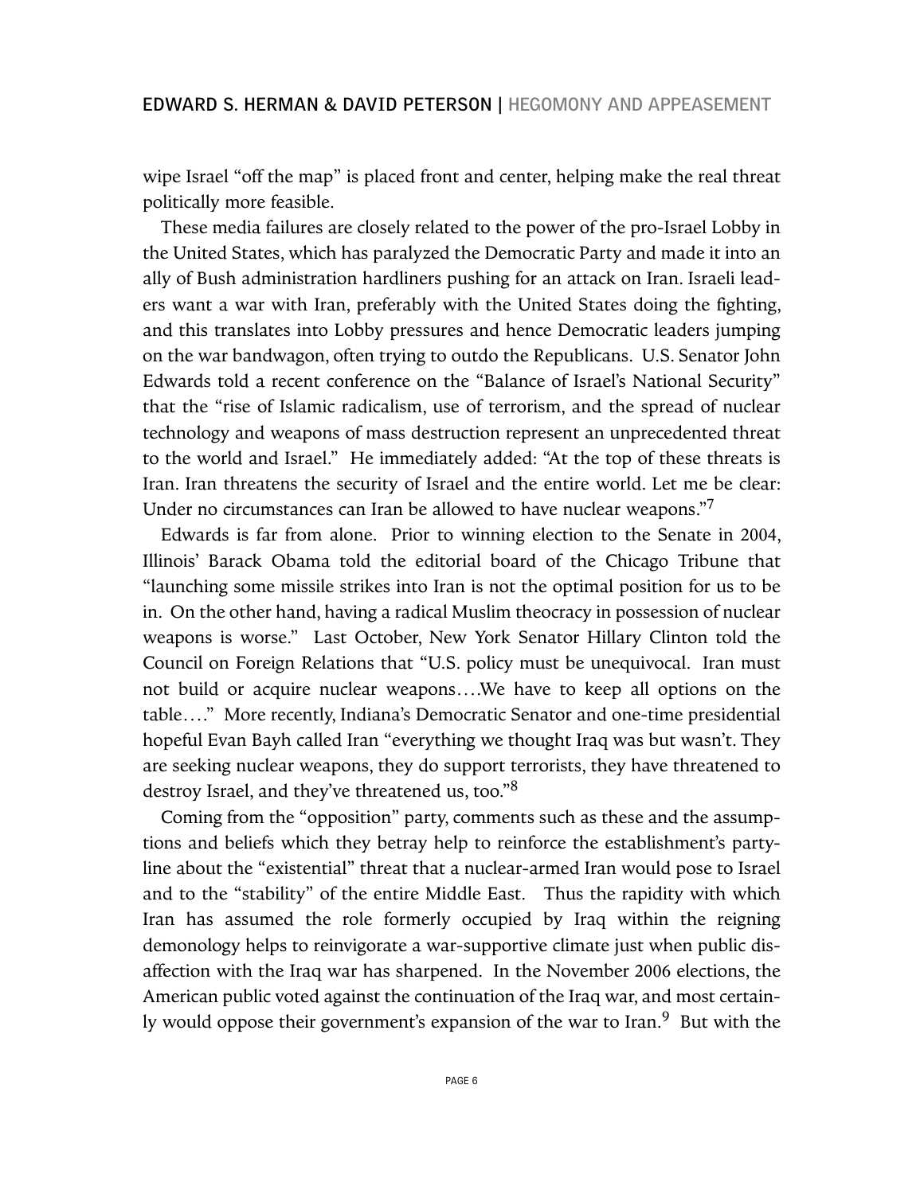wipe Israel "off the map" is placed front and center, helping make the real threat politically more feasible.

These media failures are closely related to the power of the pro-Israel Lobby in the United States, which has paralyzed the Democratic Party and made it into an ally of Bush administration hardliners pushing for an attack on Iran. Israeli leaders want a war with Iran, preferably with the United States doing the fighting, and this translates into Lobby pressures and hence Democratic leaders jumping on the war bandwagon, often trying to outdo the Republicans. U.S. Senator John Edwards told a recent conference on the "Balance of Israel's National Security" that the "rise of Islamic radicalism, use of terrorism, and the spread of nuclear technology and weapons of mass destruction represent an unprecedented threat to the world and Israel." He immediately added: "At the top of these threats is Iran. Iran threatens the security of Israel and the entire world. Let me be clear: Under no circumstances can Iran be allowed to have nuclear weapons."[7]

Edwards is far from alone. Prior to winning election to the Senate in 2004, Illinois' Barack Obama told the editorial board of the Chicago Tribune that "launching some missile strikes into Iran is not the optimal position for us to be in. On the other hand, having a radical Muslim theocracy in possession of nuclear weapons is worse." Last October, New York Senator Hillary Clinton told the Council on Foreign Relations that "U.S. policy must be unequivocal. Iran must not build or acquire nuclear weapons….We have to keep all options on the table…." More recently, Indiana's Democratic Senator and one-time presidential hopeful Evan Bayh called Iran "everything we thought Iraq was but wasn't. They are seeking nuclear weapons, they do support terrorists, they have threatened to destroy Israel, and they've threatened us, too."[8]

Coming from the "opposition" party, comments such as these and the assumptions and beliefs which they betray help to reinforce the establishment's party-line about the "existential" threat that a nuclear-armed Iran would pose to Israel and to the "stability" of the entire Middle East. Thus the rapidity with which Iran has assumed the role formerly occupied by Iraq within the reigning demonology helps to reinvigorate a war-supportive climate just when public disaffection with the Iraq war has sharpened. In the November 2006 elections, the American public voted against the continuation of the Iraq war, and most certainly would oppose their government's expansion of the war to Iran.[9] But with the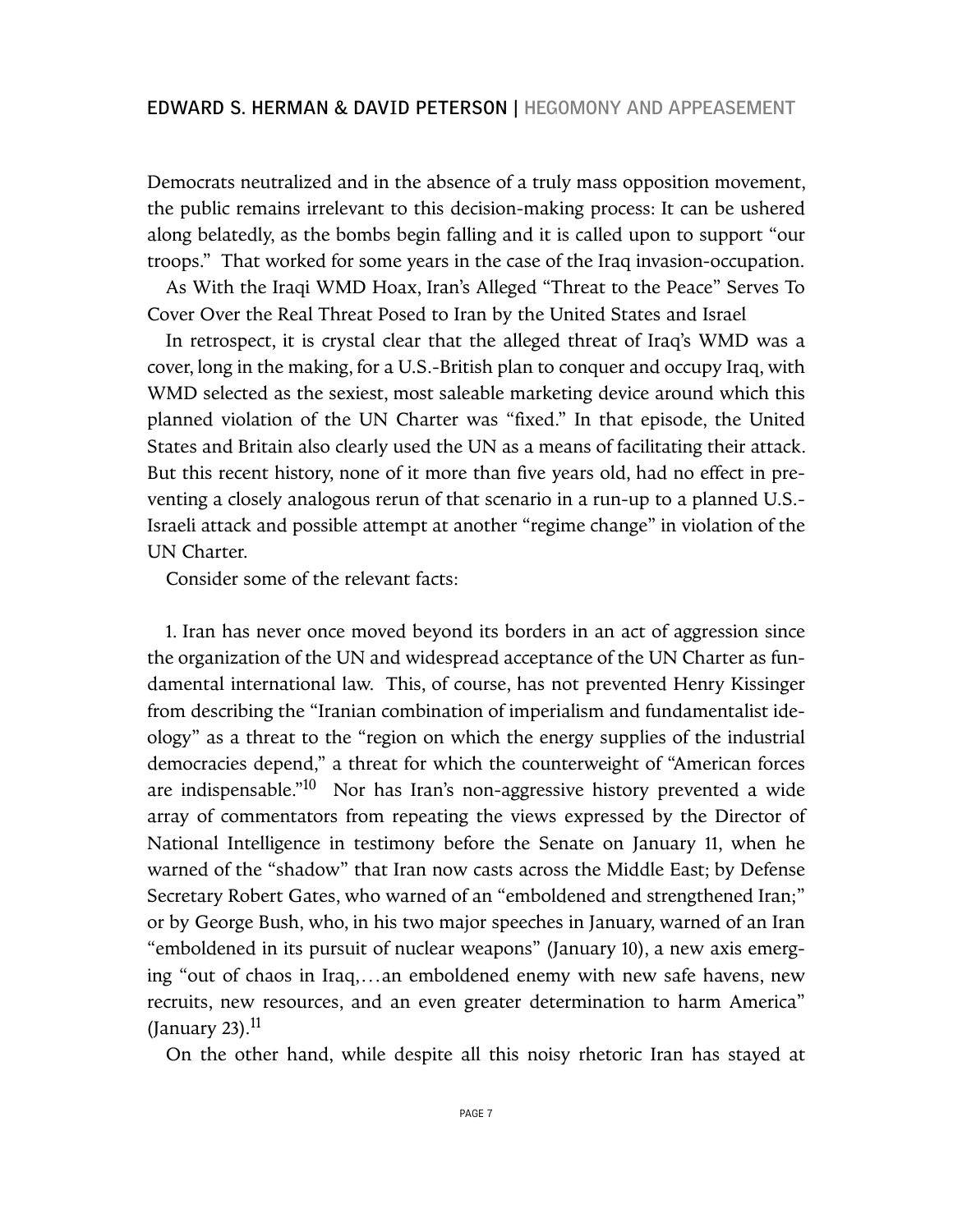Democrats neutralized and in the absence of a truly mass opposition movement, the public remains irrelevant to this decision-making process: It can be ushered along belatedly, as the bombs begin falling and it is called upon to support "our troops." That worked for some years in the case of the Iraq invasion-occupation.

## As With the Iraqi WMD Hoax, Iran's Alleged "Threat to the Peace" Serves To Cover Over the Real Threat Posed to Iran by the United States and Israel

In retrospect, it is crystal clear that the alleged threat of Iraq's WMD was a cover, long in the making, for a U.S.-British plan to conquer and occupy Iraq, with WMD selected as the sexiest, most saleable marketing device around which this planned violation of the UN Charter was "fixed." In that episode, the United States and Britain also clearly used the UN as a means of facilitating their attack. But this recent history, none of it more than five years old, had no effect in preventing a closely analogous rerun of that scenario in a run-up to a planned U.S.-Israeli attack and possible attempt at another "regime change" in violation of the UN Charter.

Consider some of the relevant facts:

1. Iran has never once moved beyond its borders in an act of aggression since the organization of the UN and widespread acceptance of the UN Charter as fundamental international law. This, of course, has not prevented Henry Kissinger from describing the "Iranian combination of imperialism and fundamentalist ideology" as a threat to the "region on which the energy supplies of the industrial democracies depend," a threat for which the counterweight of "American forces are indispensable."[10] Nor has Iran's non-aggressive history prevented a wide array of commentators from repeating the views expressed by the Director of National Intelligence in testimony before the Senate on January 11, when he warned of the "shadow" that Iran now casts across the Middle East; by Defense Secretary Robert Gates, who warned of an "emboldened and strengthened Iran;" or by George Bush, who, in his two major speeches in January, warned of an Iran "emboldened in its pursuit of nuclear weapons" (January 10), a new axis emerging "out of chaos in Iraq,…an emboldened enemy with new safe havens, new recruits, new resources, and an even greater determination to harm America" (January 23).[11]

On the other hand, while despite all this noisy rhetoric Iran has stayed at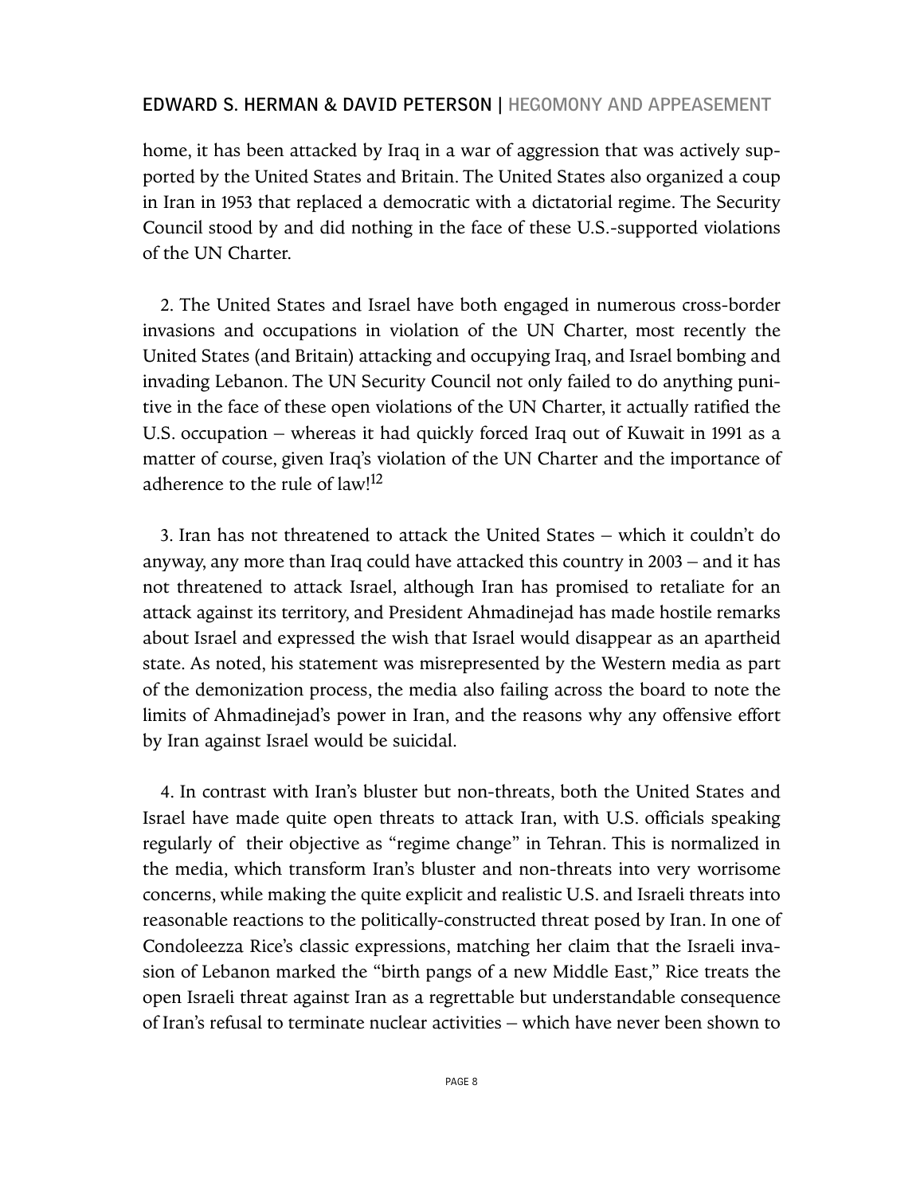home, it has been attacked by Iraq in a war of aggression that was actively supported by the United States and Britain. The United States also organized a coup in Iran in 1953 that replaced a democratic with a dictatorial regime. The Security Council stood by and did nothing in the face of these U.S.-supported violations of the UN Charter.

2. The United States and Israel have both engaged in numerous cross-border invasions and occupations in violation of the UN Charter, most recently the United States (and Britain) attacking and occupying Iraq, and Israel bombing and invading Lebanon. The UN Security Council not only failed to do anything punitive in the face of these open violations of the UN Charter, it actually ratified the U.S. occupation – whereas it had quickly forced Iraq out of Kuwait in 1991 as a matter of course, given Iraq's violation of the UN Charter and the importance of adherence to the rule of law![12]

3. Iran has not threatened to attack the United States – which it couldn't do anyway, any more than Iraq could have attacked this country in 2003 – and it has not threatened to attack Israel, although Iran has promised to retaliate for an attack against its territory, and President Ahmadinejad has made hostile remarks about Israel and expressed the wish that Israel would disappear as an apartheid state. As noted, his statement was misrepresented by the Western media as part of the demonization process, the media also failing across the board to note the limits of Ahmadinejad's power in Iran, and the reasons why any offensive effort by Iran against Israel would be suicidal.

4. In contrast with Iran's bluster but non-threats, both the United States and Israel have made quite open threats to attack Iran, with U.S. officials speaking regularly of their objective as "regime change" in Tehran. This is normalized in the media, which transform Iran's bluster and non-threats into very worrisome concerns, while making the quite explicit and realistic U.S. and Israeli threats into reasonable reactions to the politically-constructed threat posed by Iran. In one of Condoleezza Rice's classic expressions, matching her claim that the Israeli invasion of Lebanon marked the "birth pangs of a new Middle East," Rice treats the open Israeli threat against Iran as a regrettable but understandable consequence of Iran's refusal to terminate nuclear activities – which have never been shown to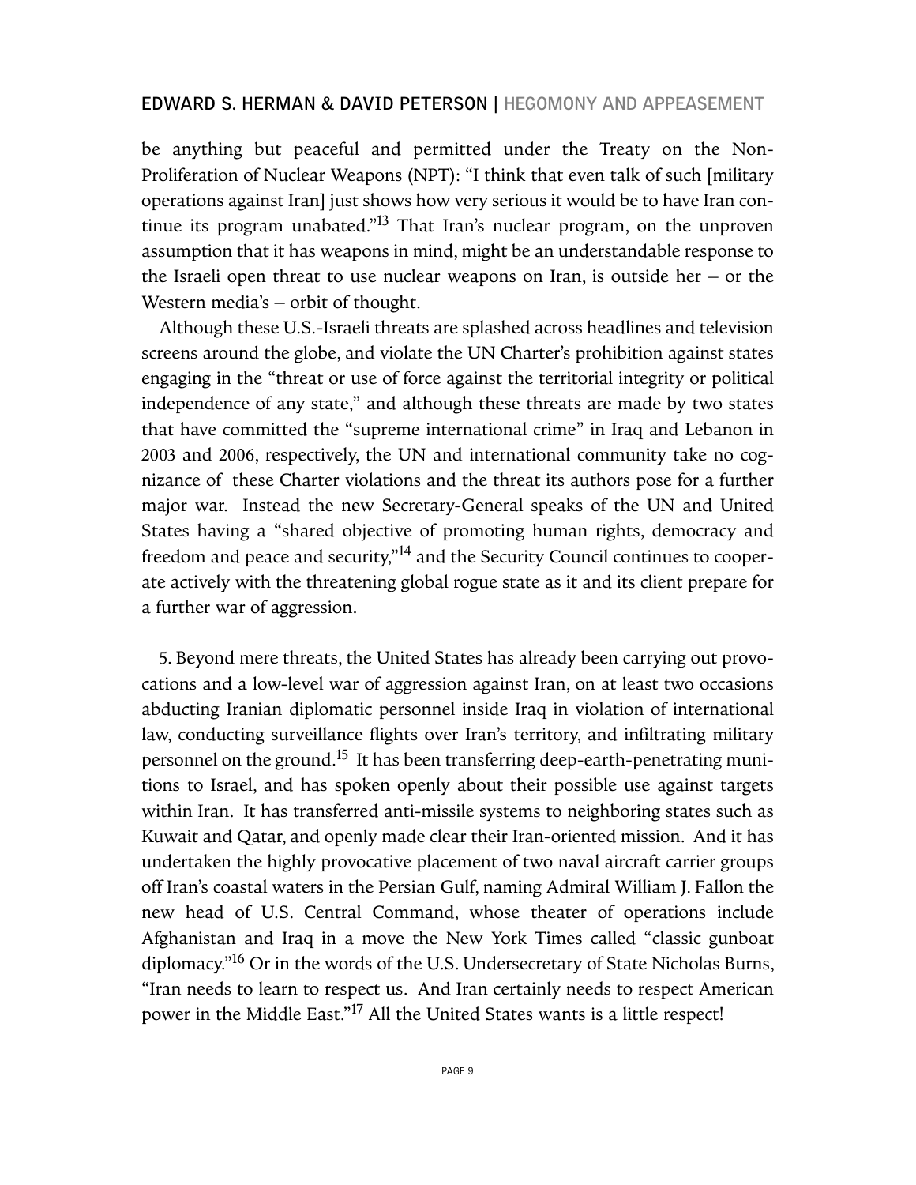be anything but peaceful and permitted under the Treaty on the Non-Proliferation of Nuclear Weapons (NPT): "I think that even talk of such [military operations against Iran] just shows how very serious it would be to have Iran continue its program unabated."[13] That Iran's nuclear program, on the unproven assumption that it has weapons in mind, might be an understandable response to the Israeli open threat to use nuclear weapons on Iran, is outside her – or the Western media's – orbit of thought.

Although these U.S.-Israeli threats are splashed across headlines and television screens around the globe, and violate the UN Charter's prohibition against states engaging in the "threat or use of force against the territorial integrity or political independence of any state," and although these threats are made by two states that have committed the "supreme international crime" in Iraq and Lebanon in 2003 and 2006, respectively, the UN and international community take no cognizance of these Charter violations and the threat its authors pose for a further major war. Instead the new Secretary-General speaks of the UN and United States having a "shared objective of promoting human rights, democracy and freedom and peace and security,"[14] and the Security Council continues to cooperate actively with the threatening global rogue state as it and its client prepare for a further war of aggression.

5. Beyond mere threats, the United States has already been carrying out provocations and a low-level war of aggression against Iran, on at least two occasions abducting Iranian diplomatic personnel inside Iraq in violation of international law, conducting surveillance flights over Iran's territory, and infiltrating military personnel on the ground.[15] It has been transferring deep-earth-penetrating munitions to Israel, and has spoken openly about their possible use against targets within Iran. It has transferred anti-missile systems to neighboring states such as Kuwait and Qatar, and openly made clear their Iran-oriented mission. And it has undertaken the highly provocative placement of two naval aircraft carrier groups off Iran's coastal waters in the Persian Gulf, naming Admiral William J. Fallon the new head of U.S. Central Command, whose theater of operations include Afghanistan and Iraq in a move the New York Times called "classic gunboat diplomacy."[16] Or in the words of the U.S. Undersecretary of State Nicholas Burns, "Iran needs to learn to respect us. And Iran certainly needs to respect American power in the Middle East."[17] All the United States wants is a little respect!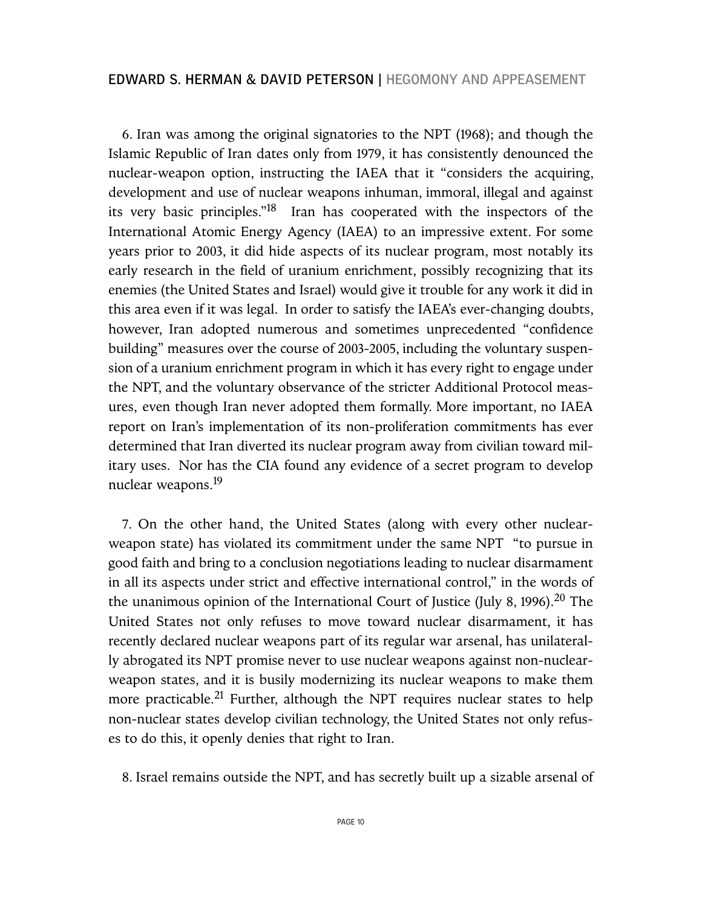6. Iran was among the original signatories to the NPT (1968); and though the Islamic Republic of Iran dates only from 1979, it has consistently denounced the nuclear-weapon option, instructing the IAEA that it "considers the acquiring, development and use of nuclear weapons inhuman, immoral, illegal and against its very basic principles."[18] Iran has cooperated with the inspectors of the International Atomic Energy Agency (IAEA) to an impressive extent. For some years prior to 2003, it did hide aspects of its nuclear program, most notably its early research in the field of uranium enrichment, possibly recognizing that its enemies (the United States and Israel) would give it trouble for any work it did in this area even if it was legal. In order to satisfy the IAEA's ever-changing doubts, however, Iran adopted numerous and sometimes unprecedented "confidence building" measures over the course of 2003-2005, including the voluntary suspension of a uranium enrichment program in which it has every right to engage under the NPT, and the voluntary observance of the stricter Additional Protocol measures, even though Iran never adopted them formally. More important, no IAEA report on Iran's implementation of its non-proliferation commitments has ever determined that Iran diverted its nuclear program away from civilian toward military uses. Nor has the CIA found any evidence of a secret program to develop nuclear weapons.[19]

7. On the other hand, the United States (along with every other nuclear-weapon state) has violated its commitment under the same NPT "to pursue in good faith and bring to a conclusion negotiations leading to nuclear disarmament in all its aspects under strict and effective international control," in the words of the unanimous opinion of the International Court of Justice (July 8, 1996).[20] The United States not only refuses to move toward nuclear disarmament, it has recently declared nuclear weapons part of its regular war arsenal, has unilaterally abrogated its NPT promise never to use nuclear weapons against non-nuclear-weapon states, and it is busily modernizing its nuclear weapons to make them more practicable.[21] Further, although the NPT requires nuclear states to help non-nuclear states develop civilian technology, the United States not only refuses to do this, it openly denies that right to Iran.

8. Israel remains outside the NPT, and has secretly built up a sizable arsenal of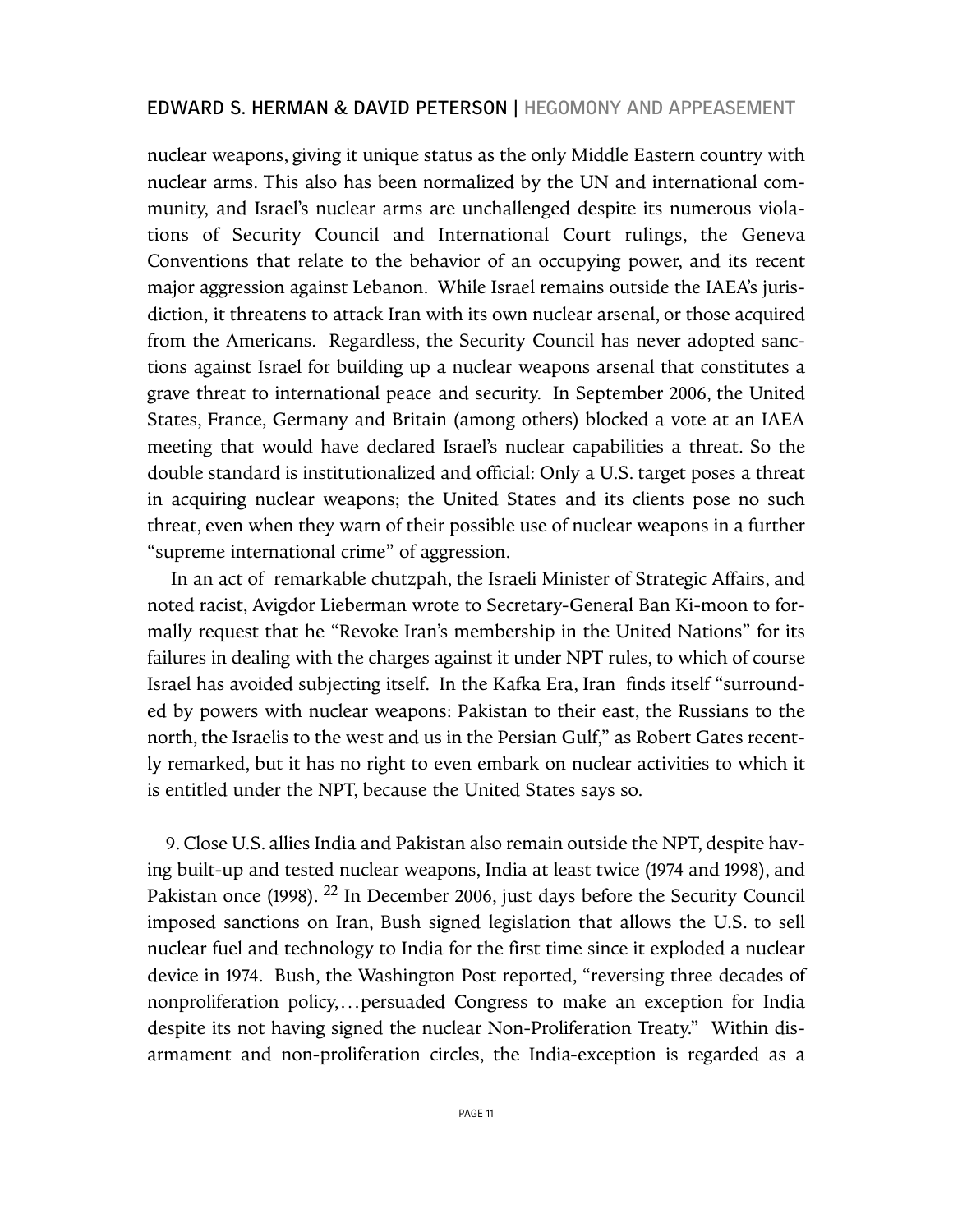nuclear weapons, giving it unique status as the only Middle Eastern country with nuclear arms. This also has been normalized by the UN and international community, and Israel's nuclear arms are unchallenged despite its numerous violations of Security Council and International Court rulings, the Geneva Conventions that relate to the behavior of an occupying power, and its recent major aggression against Lebanon. While Israel remains outside the IAEA's jurisdiction, it threatens to attack Iran with its own nuclear arsenal, or those acquired from the Americans. Regardless, the Security Council has never adopted sanctions against Israel for building up a nuclear weapons arsenal that constitutes a grave threat to international peace and security. In September 2006, the United States, France, Germany and Britain (among others) blocked a vote at an IAEA meeting that would have declared Israel's nuclear capabilities a threat. So the double standard is institutionalized and official: Only a U.S. target poses a threat in acquiring nuclear weapons; the United States and its clients pose no such threat, even when they warn of their possible use of nuclear weapons in a further "supreme international crime" of aggression.

In an act of remarkable chutzpah, the Israeli Minister of Strategic Affairs, and noted racist, Avigdor Lieberman wrote to Secretary-General Ban Ki-moon to formally request that he "Revoke Iran's membership in the United Nations" for its failures in dealing with the charges against it under NPT rules, to which of course Israel has avoided subjecting itself. In the Kafka Era, Iran finds itself "surrounded by powers with nuclear weapons: Pakistan to their east, the Russians to the north, the Israelis to the west and us in the Persian Gulf," as Robert Gates recently remarked, but it has no right to even embark on nuclear activities to which it is entitled under the NPT, because the United States says so.

9. Close U.S. allies India and Pakistan also remain outside the NPT, despite having built-up and tested nuclear weapons, India at least twice (1974 and 1998), and Pakistan once (1998). [22] In December 2006, just days before the Security Council imposed sanctions on Iran, Bush signed legislation that allows the U.S. to sell nuclear fuel and technology to India for the first time since it exploded a nuclear device in 1974. Bush, the Washington Post reported, "reversing three decades of nonproliferation policy,…persuaded Congress to make an exception for India despite its not having signed the nuclear Non-Proliferation Treaty." Within disarmament and non-proliferation circles, the India-exception is regarded as a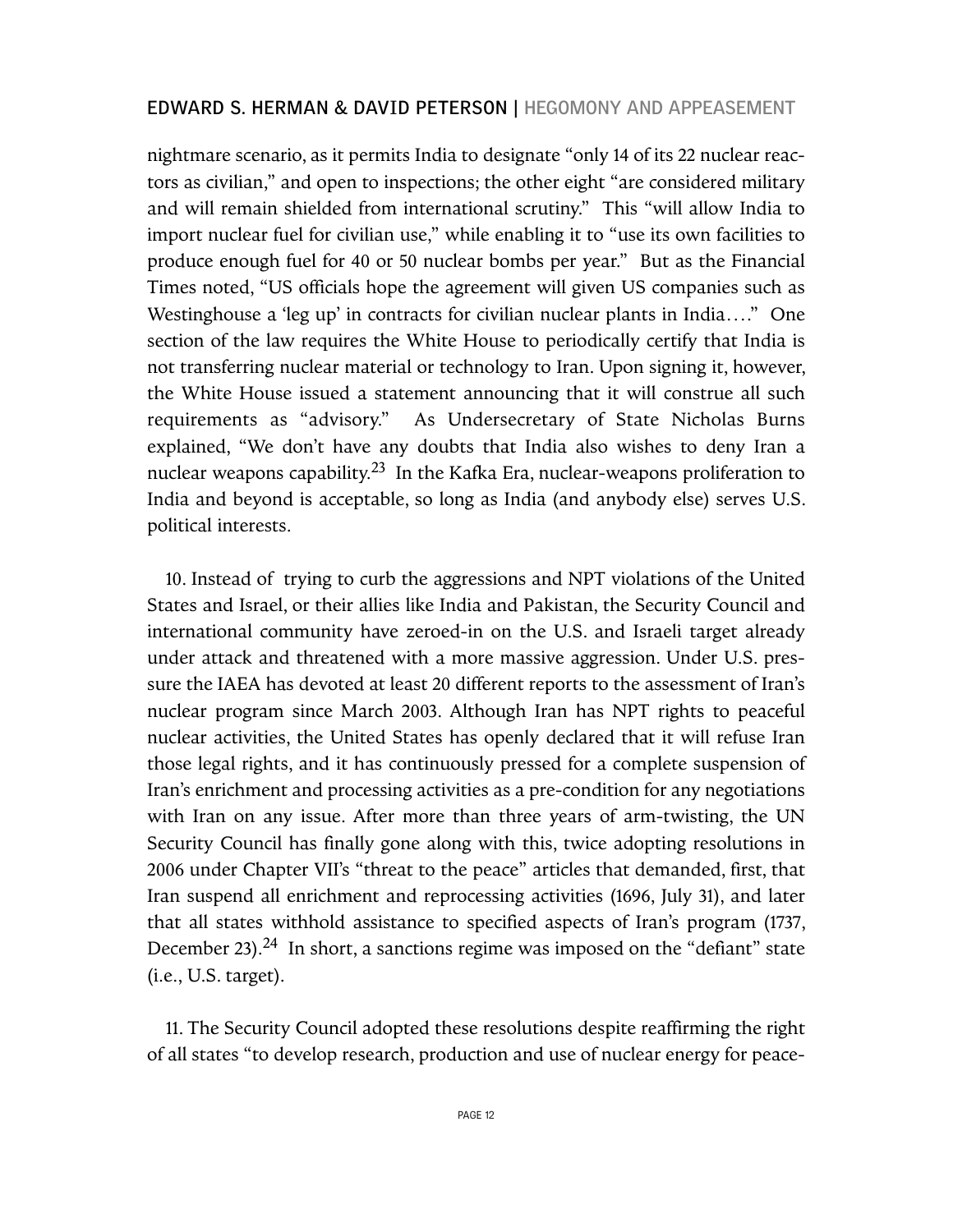nightmare scenario, as it permits India to designate "only 14 of its 22 nuclear reactors as civilian," and open to inspections; the other eight "are considered military and will remain shielded from international scrutiny." This "will allow India to import nuclear fuel for civilian use," while enabling it to "use its own facilities to produce enough fuel for 40 or 50 nuclear bombs per year." But as the Financial Times noted, "US officials hope the agreement will given US companies such as Westinghouse a 'leg up' in contracts for civilian nuclear plants in India…." One section of the law requires the White House to periodically certify that India is not transferring nuclear material or technology to Iran. Upon signing it, however, the White House issued a statement announcing that it will construe all such requirements as "advisory." As Undersecretary of State Nicholas Burns explained, "We don't have any doubts that India also wishes to deny Iran a nuclear weapons capability.[23] In the Kafka Era, nuclear-weapons proliferation to India and beyond is acceptable, so long as India (and anybody else) serves U.S. political interests.

10. Instead of trying to curb the aggressions and NPT violations of the United States and Israel, or their allies like India and Pakistan, the Security Council and international community have zeroed-in on the U.S. and Israeli target already under attack and threatened with a more massive aggression. Under U.S. pressure the IAEA has devoted at least 20 different reports to the assessment of Iran's nuclear program since March 2003. Although Iran has NPT rights to peaceful nuclear activities, the United States has openly declared that it will refuse Iran those legal rights, and it has continuously pressed for a complete suspension of Iran's enrichment and processing activities as a pre-condition for any negotiations with Iran on any issue. After more than three years of arm-twisting, the UN Security Council has finally gone along with this, twice adopting resolutions in 2006 under Chapter VII's "threat to the peace" articles that demanded, first, that Iran suspend all enrichment and reprocessing activities (1696, July 31), and later that all states withhold assistance to specified aspects of Iran's program (1737, December 23).[24] In short, a sanctions regime was imposed on the "defiant" state (i.e., U.S. target).

11. The Security Council adopted these resolutions despite reaffirming the right of all states "to develop research, production and use of nuclear energy for peace-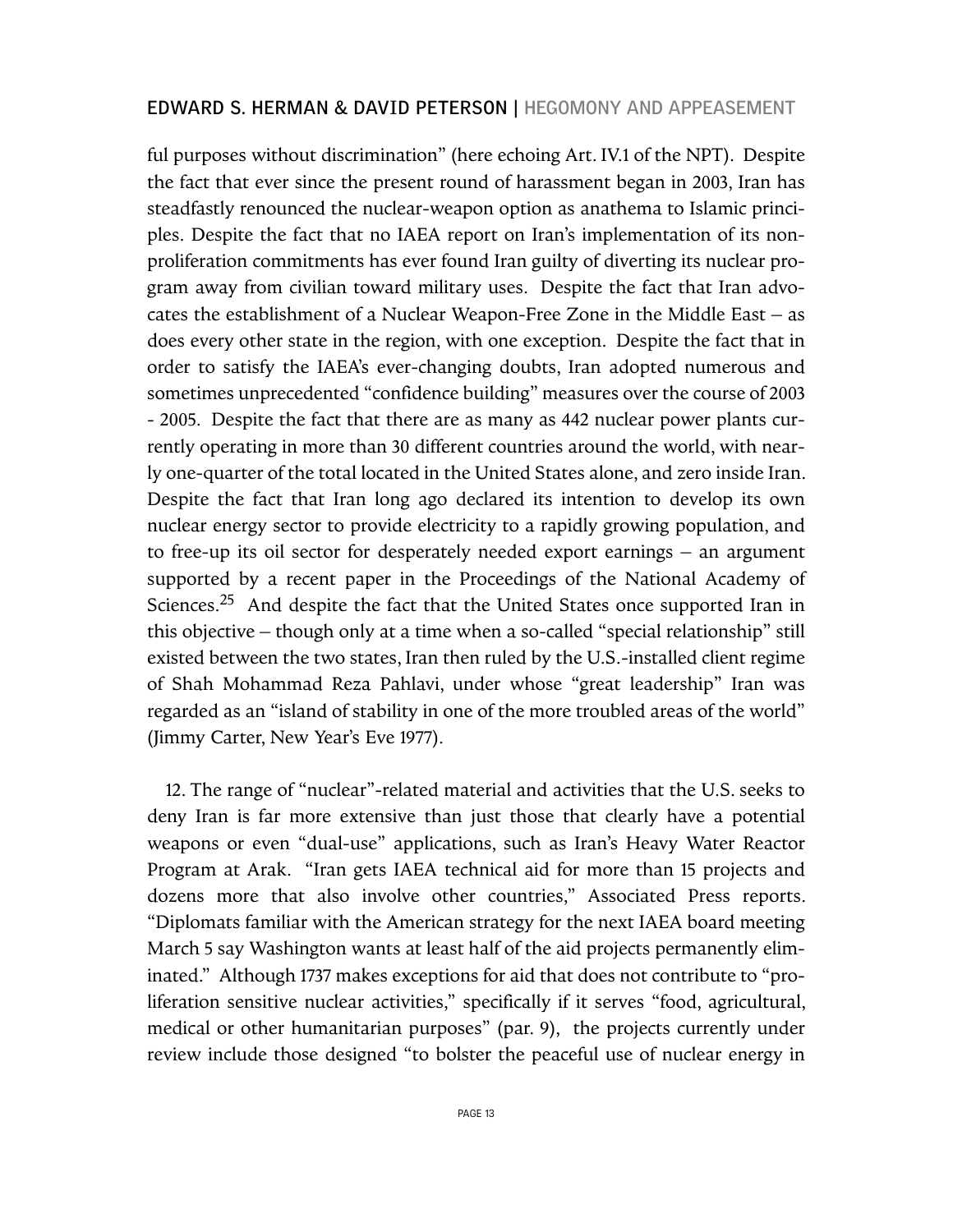ful purposes without discrimination" (here echoing Art. IV.1 of the NPT). Despite the fact that ever since the present round of harassment began in 2003, Iran has steadfastly renounced the nuclear-weapon option as anathema to Islamic principles. Despite the fact that no IAEA report on Iran's implementation of its nonproliferation commitments has ever found Iran guilty of diverting its nuclear program away from civilian toward military uses. Despite the fact that Iran advocates the establishment of a Nuclear Weapon-Free Zone in the Middle East – as does every other state in the region, with one exception. Despite the fact that in order to satisfy the IAEA's ever-changing doubts, Iran adopted numerous and sometimes unprecedented "confidence building" measures over the course of 2003 - 2005. Despite the fact that there are as many as 442 nuclear power plants currently operating in more than 30 different countries around the world, with nearly one-quarter of the total located in the United States alone, and zero inside Iran. Despite the fact that Iran long ago declared its intention to develop its own nuclear energy sector to provide electricity to a rapidly growing population, and to free-up its oil sector for desperately needed export earnings – an argument supported by a recent paper in the Proceedings of the National Academy of Sciences.[25] And despite the fact that the United States once supported Iran in this objective – though only at a time when a so-called "special relationship" still existed between the two states, Iran then ruled by the U.S.-installed client regime of Shah Mohammad Reza Pahlavi, under whose "great leadership" Iran was regarded as an "island of stability in one of the more troubled areas of the world" (Jimmy Carter, New Year's Eve 1977).

12. The range of "nuclear"-related material and activities that the U.S. seeks to deny Iran is far more extensive than just those that clearly have a potential weapons or even "dual-use" applications, such as Iran's Heavy Water Reactor Program at Arak. "Iran gets IAEA technical aid for more than 15 projects and dozens more that also involve other countries," Associated Press reports. "Diplomats familiar with the American strategy for the next IAEA board meeting March 5 say Washington wants at least half of the aid projects permanently eliminated." Although 1737 makes exceptions for aid that does not contribute to "proliferation sensitive nuclear activities," specifically if it serves "food, agricultural, medical or other humanitarian purposes" (par. 9), the projects currently under review include those designed "to bolster the peaceful use of nuclear energy in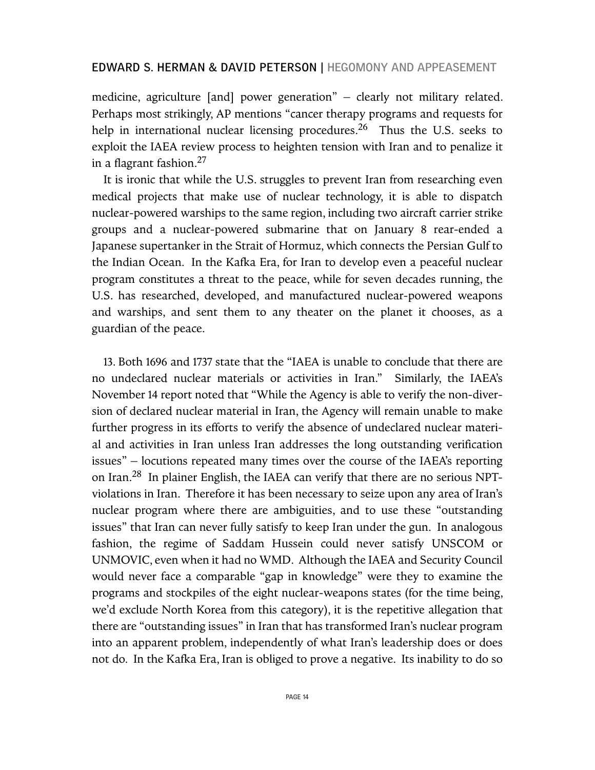medicine, agriculture [and] power generation" – clearly not military related. Perhaps most strikingly, AP mentions "cancer therapy programs and requests for help in international nuclear licensing procedures.[26] Thus the U.S. seeks to exploit the IAEA review process to heighten tension with Iran and to penalize it in a flagrant fashion.[27]

It is ironic that while the U.S. struggles to prevent Iran from researching even medical projects that make use of nuclear technology, it is able to dispatch nuclear-powered warships to the same region, including two aircraft carrier strike groups and a nuclear-powered submarine that on January 8 rear-ended a Japanese supertanker in the Strait of Hormuz, which connects the Persian Gulf to the Indian Ocean. In the Kafka Era, for Iran to develop even a peaceful nuclear program constitutes a threat to the peace, while for seven decades running, the U.S. has researched, developed, and manufactured nuclear-powered weapons and warships, and sent them to any theater on the planet it chooses, as a guardian of the peace.

13. Both 1696 and 1737 state that the "IAEA is unable to conclude that there are no undeclared nuclear materials or activities in Iran." Similarly, the IAEA's November 14 report noted that "While the Agency is able to verify the non-diversion of declared nuclear material in Iran, the Agency will remain unable to make further progress in its efforts to verify the absence of undeclared nuclear material and activities in Iran unless Iran addresses the long outstanding verification issues" – locutions repeated many times over the course of the IAEA's reporting on Iran.[28] In plainer English, the IAEA can verify that there are no serious NPT-violations in Iran. Therefore it has been necessary to seize upon any area of Iran's nuclear program where there are ambiguities, and to use these "outstanding issues" that Iran can never fully satisfy to keep Iran under the gun. In analogous fashion, the regime of Saddam Hussein could never satisfy UNSCOM or UNMOVIC, even when it had no WMD. Although the IAEA and Security Council would never face a comparable "gap in knowledge" were they to examine the programs and stockpiles of the eight nuclear-weapons states (for the time being, we'd exclude North Korea from this category), it is the repetitive allegation that there are "outstanding issues" in Iran that has transformed Iran's nuclear program into an apparent problem, independently of what Iran's leadership does or does not do. In the Kafka Era, Iran is obliged to prove a negative. Its inability to do so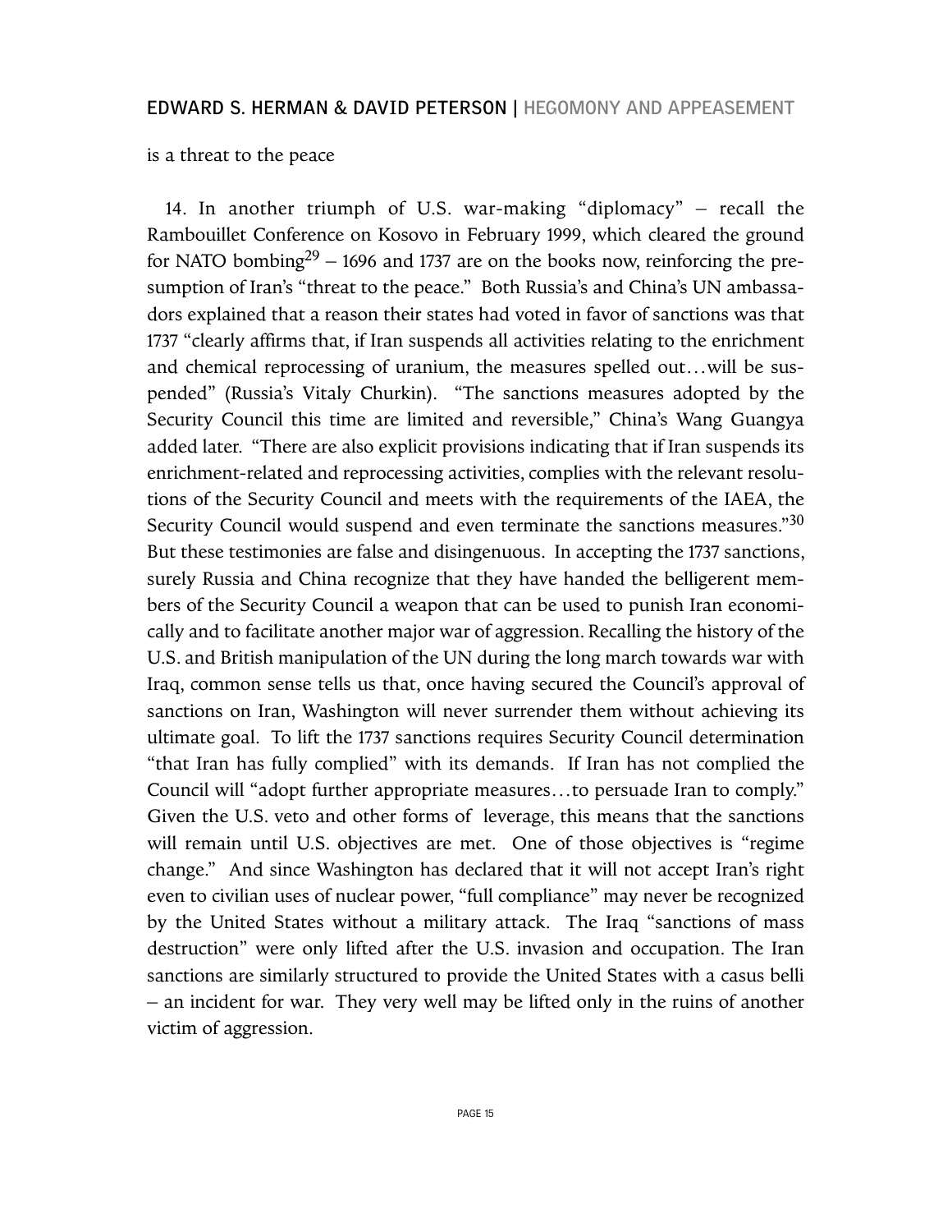is a threat to the peace

14. In another triumph of U.S. war-making "diplomacy" – recall the Rambouillet Conference on Kosovo in February 1999, which cleared the ground for NATO bombing[29] – 1696 and 1737 are on the books now, reinforcing the presumption of Iran's "threat to the peace." Both Russia's and China's UN ambassadors explained that a reason their states had voted in favor of sanctions was that 1737 "clearly affirms that, if Iran suspends all activities relating to the enrichment and chemical reprocessing of uranium, the measures spelled out…will be suspended" (Russia's Vitaly Churkin). "The sanctions measures adopted by the Security Council this time are limited and reversible," China's Wang Guangya added later. "There are also explicit provisions indicating that if Iran suspends its enrichment-related and reprocessing activities, complies with the relevant resolutions of the Security Council and meets with the requirements of the IAEA, the Security Council would suspend and even terminate the sanctions measures."[30] But these testimonies are false and disingenuous. In accepting the 1737 sanctions, surely Russia and China recognize that they have handed the belligerent members of the Security Council a weapon that can be used to punish Iran economically and to facilitate another major war of aggression. Recalling the history of the U.S. and British manipulation of the UN during the long march towards war with Iraq, common sense tells us that, once having secured the Council's approval of sanctions on Iran, Washington will never surrender them without achieving its ultimate goal. To lift the 1737 sanctions requires Security Council determination "that Iran has fully complied" with its demands. If Iran has not complied the Council will "adopt further appropriate measures…to persuade Iran to comply." Given the U.S. veto and other forms of leverage, this means that the sanctions will remain until U.S. objectives are met. One of those objectives is "regime change." And since Washington has declared that it will not accept Iran's right even to civilian uses of nuclear power, "full compliance" may never be recognized by the United States without a military attack. The Iraq "sanctions of mass destruction" were only lifted after the U.S. invasion and occupation. The Iran sanctions are similarly structured to provide the United States with a casus belli – an incident for war. They very well may be lifted only in the ruins of another victim of aggression.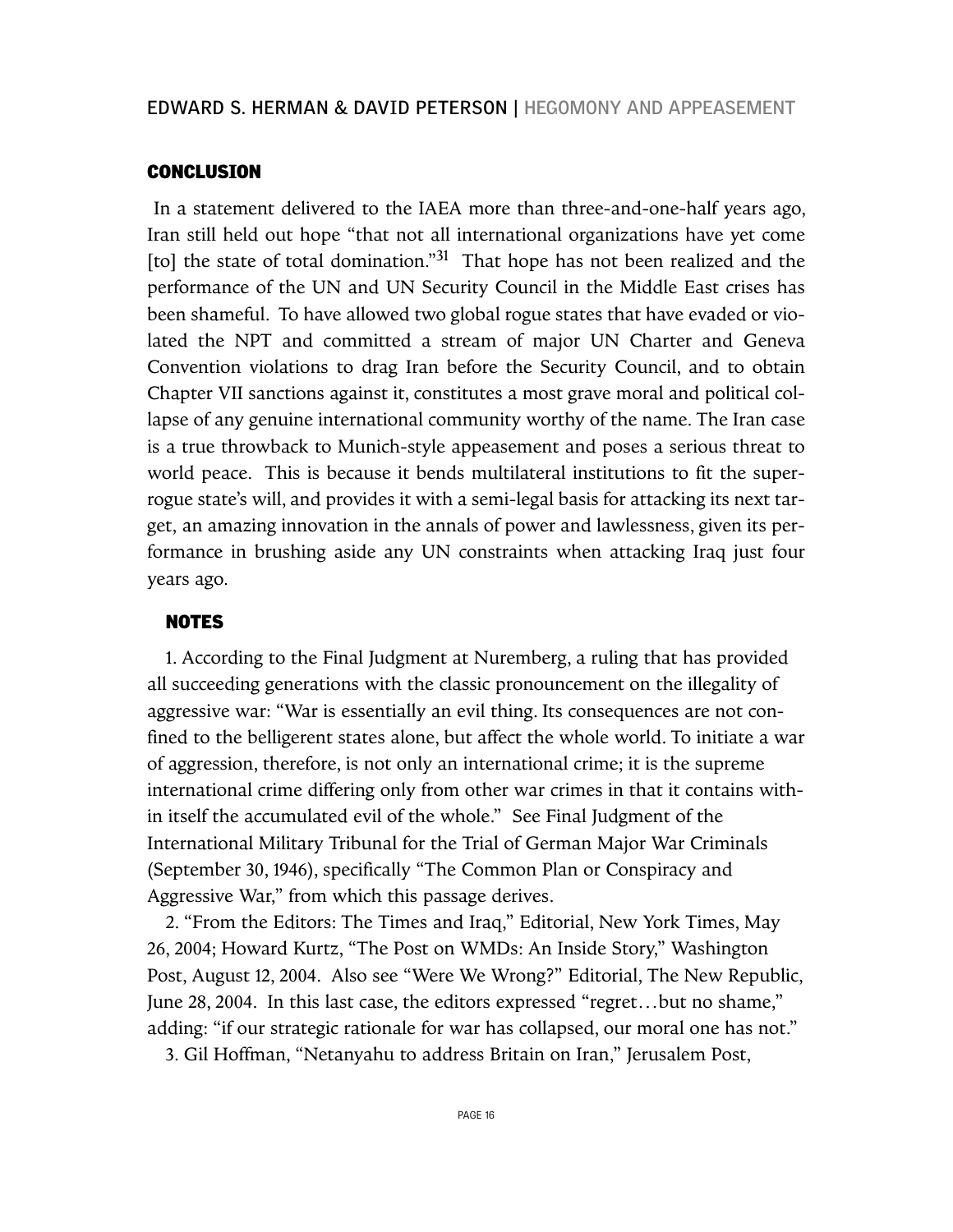## CONCLUSION

In a statement delivered to the IAEA more than three-and-one-half years ago, Iran still held out hope "that not all international organizations have yet come [to] the state of total domination."[31] That hope has not been realized and the performance of the UN and UN Security Council in the Middle East crises has been shameful. To have allowed two global rogue states that have evaded or violated the NPT and committed a stream of major UN Charter and Geneva Convention violations to drag Iran before the Security Council, and to obtain Chapter VII sanctions against it, constitutes a most grave moral and political collapse of any genuine international community worthy of the name. The Iran case is a true throwback to Munich-style appeasement and poses a serious threat to world peace. This is because it bends multilateral institutions to fit the super-rogue state's will, and provides it with a semi-legal basis for attacking its next target, an amazing innovation in the annals of power and lawlessness, given its performance in brushing aside any UN constraints when attacking Iraq just four years ago.

## NOTES

1. According to the Final Judgment at Nuremberg, a ruling that has provided all succeeding generations with the classic pronouncement on the illegality of aggressive war: "War is essentially an evil thing. Its consequences are not confined to the belligerent states alone, but affect the whole world. To initiate a war of aggression, therefore, is not only an international crime; it is the supreme international crime differing only from other war crimes in that it contains within itself the accumulated evil of the whole." See Final Judgment of the International Military Tribunal for the Trial of German Major War Criminals (September 30, 1946), specifically "The Common Plan or Conspiracy and Aggressive War," from which this passage derives.

2. "From the Editors: The Times and Iraq," Editorial, New York Times, May 26, 2004; Howard Kurtz, "The Post on WMDs: An Inside Story," Washington Post, August 12, 2004. Also see "Were We Wrong?" Editorial, The New Republic, June 28, 2004. In this last case, the editors expressed "regret…but no shame," adding: "if our strategic rationale for war has collapsed, our moral one has not."

3. Gil Hoffman, "Netanyahu to address Britain on Iran," Jerusalem Post,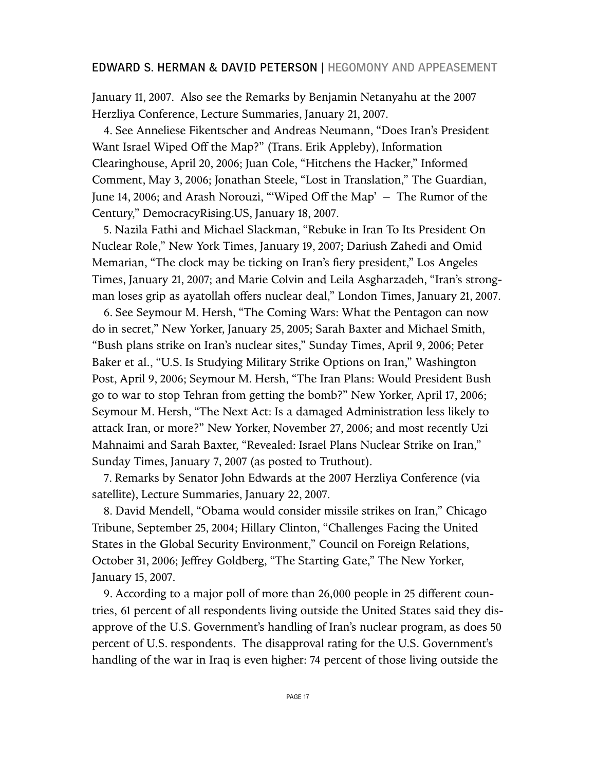January 11, 2007. Also see the Remarks by Benjamin Netanyahu at the 2007 Herzliya Conference, Lecture Summaries, January 21, 2007.

4. See Anneliese Fikentscher and Andreas Neumann, "Does Iran's President Want Israel Wiped Off the Map?" (Trans. Erik Appleby), Information Clearinghouse, April 20, 2006; Juan Cole, "Hitchens the Hacker," Informed Comment, May 3, 2006; Jonathan Steele, "Lost in Translation," The Guardian, June 14, 2006; and Arash Norouzi, "'Wiped Off the Map' — The Rumor of the Century," DemocracyRising.US, January 18, 2007.

5. Nazila Fathi and Michael Slackman, "Rebuke in Iran To Its President On Nuclear Role," New York Times, January 19, 2007; Dariush Zahedi and Omid Memarian, "The clock may be ticking on Iran's fiery president," Los Angeles Times, January 21, 2007; and Marie Colvin and Leila Asgharzadeh, "Iran's strongman loses grip as ayatollah offers nuclear deal," London Times, January 21, 2007.

6. See Seymour M. Hersh, "The Coming Wars: What the Pentagon can now do in secret," New Yorker, January 25, 2005; Sarah Baxter and Michael Smith, "Bush plans strike on Iran's nuclear sites," Sunday Times, April 9, 2006; Peter Baker et al., "U.S. Is Studying Military Strike Options on Iran," Washington Post, April 9, 2006; Seymour M. Hersh, "The Iran Plans: Would President Bush go to war to stop Tehran from getting the bomb?" New Yorker, April 17, 2006; Seymour M. Hersh, "The Next Act: Is a damaged Administration less likely to attack Iran, or more?" New Yorker, November 27, 2006; and most recently Uzi Mahnaimi and Sarah Baxter, "Revealed: Israel Plans Nuclear Strike on Iran," Sunday Times, January 7, 2007 (as posted to Truthout).

7. Remarks by Senator John Edwards at the 2007 Herzliya Conference (via satellite), Lecture Summaries, January 22, 2007.

8. David Mendell, "Obama would consider missile strikes on Iran," Chicago Tribune, September 25, 2004; Hillary Clinton, "Challenges Facing the United States in the Global Security Environment," Council on Foreign Relations, October 31, 2006; Jeffrey Goldberg, "The Starting Gate," The New Yorker, January 15, 2007.

9. According to a major poll of more than 26,000 people in 25 different countries, 61 percent of all respondents living outside the United States said they disapprove of the U.S. Government's handling of Iran's nuclear program, as does 50 percent of U.S. respondents. The disapproval rating for the U.S. Government's handling of the war in Iraq is even higher: 74 percent of those living outside the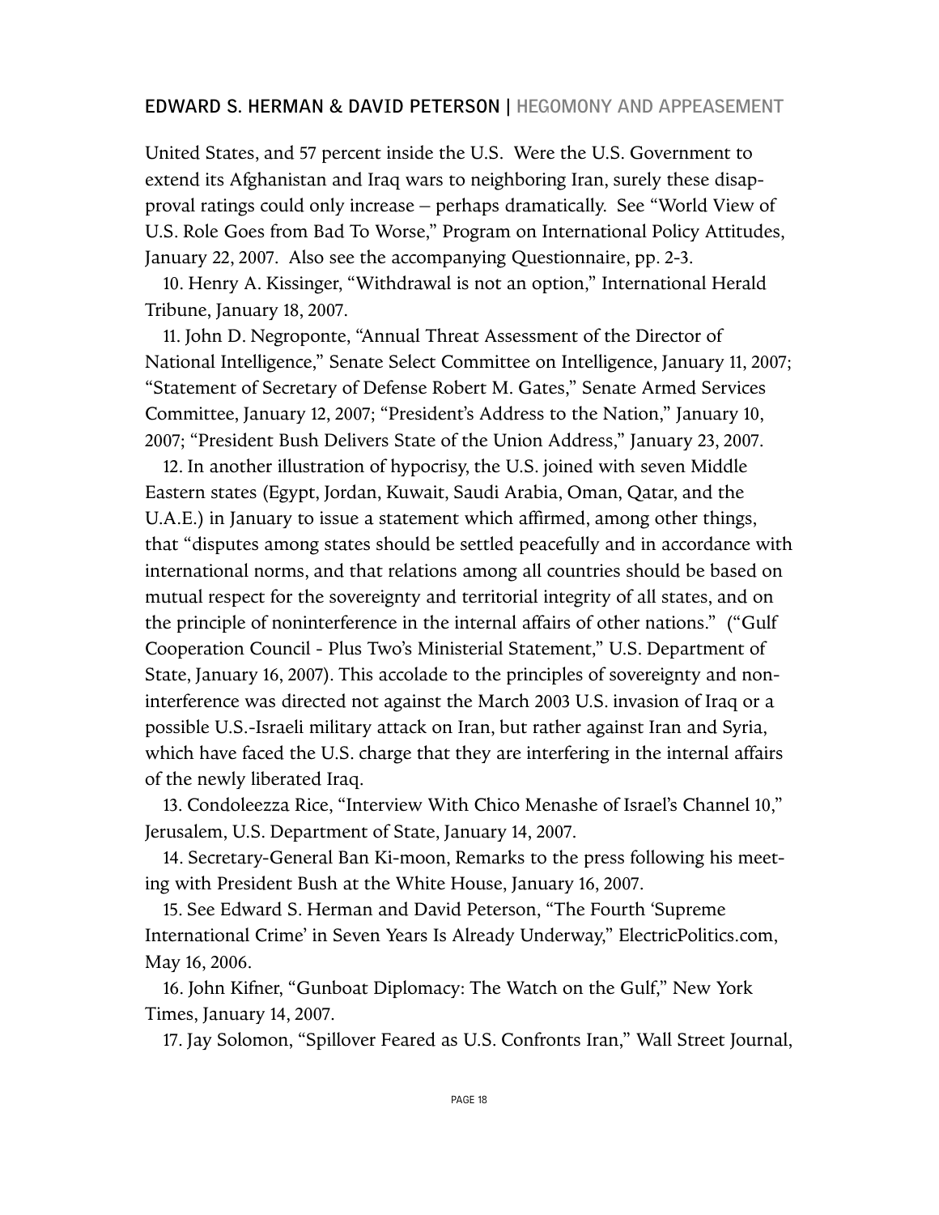United States, and 57 percent inside the U.S. Were the U.S. Government to extend its Afghanistan and Iraq wars to neighboring Iran, surely these disapproval ratings could only increase – perhaps dramatically. See "World View of U.S. Role Goes from Bad To Worse," Program on International Policy Attitudes, January 22, 2007. Also see the accompanying Questionnaire, pp. 2-3.

10. Henry A. Kissinger, "Withdrawal is not an option," International Herald Tribune, January 18, 2007.

11. John D. Negroponte, "Annual Threat Assessment of the Director of National Intelligence," Senate Select Committee on Intelligence, January 11, 2007; "Statement of Secretary of Defense Robert M. Gates," Senate Armed Services Committee, January 12, 2007; "President's Address to the Nation," January 10, 2007; "President Bush Delivers State of the Union Address," January 23, 2007.

12. In another illustration of hypocrisy, the U.S. joined with seven Middle Eastern states (Egypt, Jordan, Kuwait, Saudi Arabia, Oman, Qatar, and the U.A.E.) in January to issue a statement which affirmed, among other things, that "disputes among states should be settled peacefully and in accordance with international norms, and that relations among all countries should be based on mutual respect for the sovereignty and territorial integrity of all states, and on the principle of noninterference in the internal affairs of other nations." ("Gulf Cooperation Council - Plus Two's Ministerial Statement," U.S. Department of State, January 16, 2007). This accolade to the principles of sovereignty and non-interference was directed not against the March 2003 U.S. invasion of Iraq or a possible U.S.-Israeli military attack on Iran, but rather against Iran and Syria, which have faced the U.S. charge that they are interfering in the internal affairs of the newly liberated Iraq.

13. Condoleezza Rice, "Interview With Chico Menashe of Israel's Channel 10," Jerusalem, U.S. Department of State, January 14, 2007.

14. Secretary-General Ban Ki-moon, Remarks to the press following his meeting with President Bush at the White House, January 16, 2007.

15. See Edward S. Herman and David Peterson, "The Fourth 'Supreme International Crime' in Seven Years Is Already Underway," ElectricPolitics.com, May 16, 2006.

16. John Kifner, "Gunboat Diplomacy: The Watch on the Gulf," New York Times, January 14, 2007.

17. Jay Solomon, "Spillover Feared as U.S. Confronts Iran," Wall Street Journal,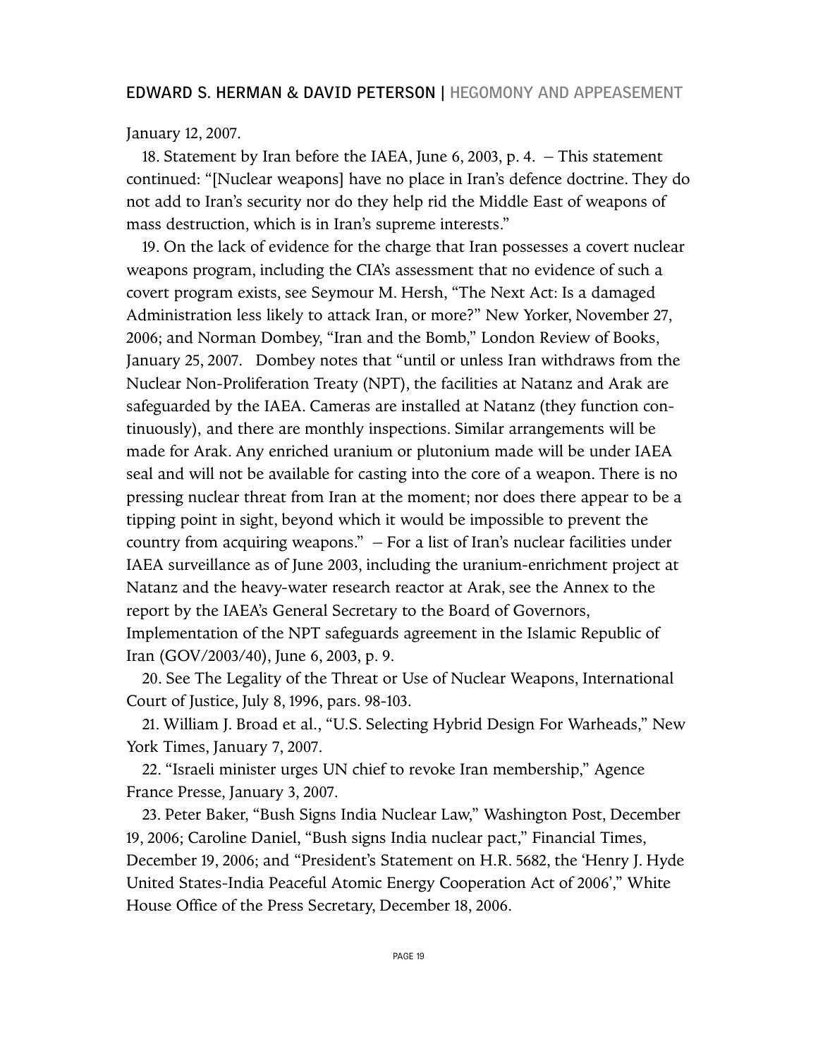January 12, 2007.

18. Statement by Iran before the IAEA, June 6, 2003, p. 4. – This statement continued: "[Nuclear weapons] have no place in Iran's defence doctrine. They do not add to Iran's security nor do they help rid the Middle East of weapons of mass destruction, which is in Iran's supreme interests."

19. On the lack of evidence for the charge that Iran possesses a covert nuclear weapons program, including the CIA's assessment that no evidence of such a covert program exists, see Seymour M. Hersh, "The Next Act: Is a damaged Administration less likely to attack Iran, or more?" New Yorker, November 27, 2006; and Norman Dombey, "Iran and the Bomb," London Review of Books, January 25, 2007. Dombey notes that "until or unless Iran withdraws from the Nuclear Non-Proliferation Treaty (NPT), the facilities at Natanz and Arak are safeguarded by the IAEA. Cameras are installed at Natanz (they function continuously), and there are monthly inspections. Similar arrangements will be made for Arak. Any enriched uranium or plutonium made will be under IAEA seal and will not be available for casting into the core of a weapon. There is no pressing nuclear threat from Iran at the moment; nor does there appear to be a tipping point in sight, beyond which it would be impossible to prevent the country from acquiring weapons." – For a list of Iran's nuclear facilities under IAEA surveillance as of June 2003, including the uranium-enrichment project at Natanz and the heavy-water research reactor at Arak, see the Annex to the report by the IAEA's General Secretary to the Board of Governors, Implementation of the NPT safeguards agreement in the Islamic Republic of Iran (GOV/2003/40), June 6, 2003, p. 9.

20. See The Legality of the Threat or Use of Nuclear Weapons, International Court of Justice, July 8, 1996, pars. 98-103.

21. William J. Broad et al., "U.S. Selecting Hybrid Design For Warheads," New York Times, January 7, 2007.

22. "Israeli minister urges UN chief to revoke Iran membership," Agence France Presse, January 3, 2007.

23. Peter Baker, "Bush Signs India Nuclear Law," Washington Post, December 19, 2006; Caroline Daniel, "Bush signs India nuclear pact," Financial Times, December 19, 2006; and "President's Statement on H.R. 5682, the 'Henry J. Hyde United States-India Peaceful Atomic Energy Cooperation Act of 2006'," White House Office of the Press Secretary, December 18, 2006.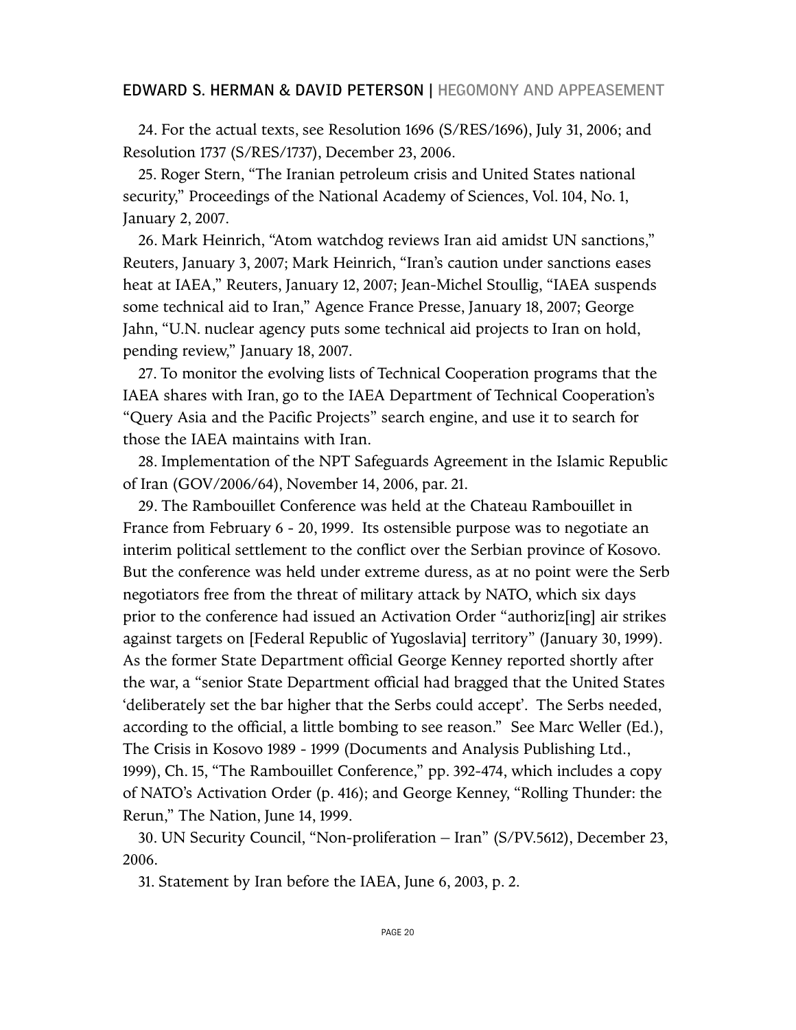24. For the actual texts, see Resolution 1696 (S/RES/1696), July 31, 2006; and Resolution 1737 (S/RES/1737), December 23, 2006.

25. Roger Stern, "The Iranian petroleum crisis and United States national security," Proceedings of the National Academy of Sciences, Vol. 104, No. 1, January 2, 2007.

26. Mark Heinrich, "Atom watchdog reviews Iran aid amidst UN sanctions," Reuters, January 3, 2007; Mark Heinrich, "Iran's caution under sanctions eases heat at IAEA," Reuters, January 12, 2007; Jean-Michel Stoullig, "IAEA suspends some technical aid to Iran," Agence France Presse, January 18, 2007; George Jahn, "U.N. nuclear agency puts some technical aid projects to Iran on hold, pending review," January 18, 2007.

27. To monitor the evolving lists of Technical Cooperation programs that the IAEA shares with Iran, go to the IAEA Department of Technical Cooperation's "Query Asia and the Pacific Projects" search engine, and use it to search for those the IAEA maintains with Iran.

28. Implementation of the NPT Safeguards Agreement in the Islamic Republic of Iran (GOV/2006/64), November 14, 2006, par. 21.

29. The Rambouillet Conference was held at the Chateau Rambouillet in France from February 6 - 20, 1999. Its ostensible purpose was to negotiate an interim political settlement to the conflict over the Serbian province of Kosovo. But the conference was held under extreme duress, as at no point were the Serb negotiators free from the threat of military attack by NATO, which six days prior to the conference had issued an Activation Order "authoriz[ing] air strikes against targets on [Federal Republic of Yugoslavia] territory" (January 30, 1999). As the former State Department official George Kenney reported shortly after the war, a "senior State Department official had bragged that the United States 'deliberately set the bar higher that the Serbs could accept'. The Serbs needed, according to the official, a little bombing to see reason." See Marc Weller (Ed.), The Crisis in Kosovo 1989 - 1999 (Documents and Analysis Publishing Ltd., 1999), Ch. 15, "The Rambouillet Conference," pp. 392-474, which includes a copy of NATO's Activation Order (p. 416); and George Kenney, "Rolling Thunder: the Rerun," The Nation, June 14, 1999.

30. UN Security Council, "Non-proliferation – Iran" (S/PV.5612), December 23, 2006.

31. Statement by Iran before the IAEA, June 6, 2003, p. 2.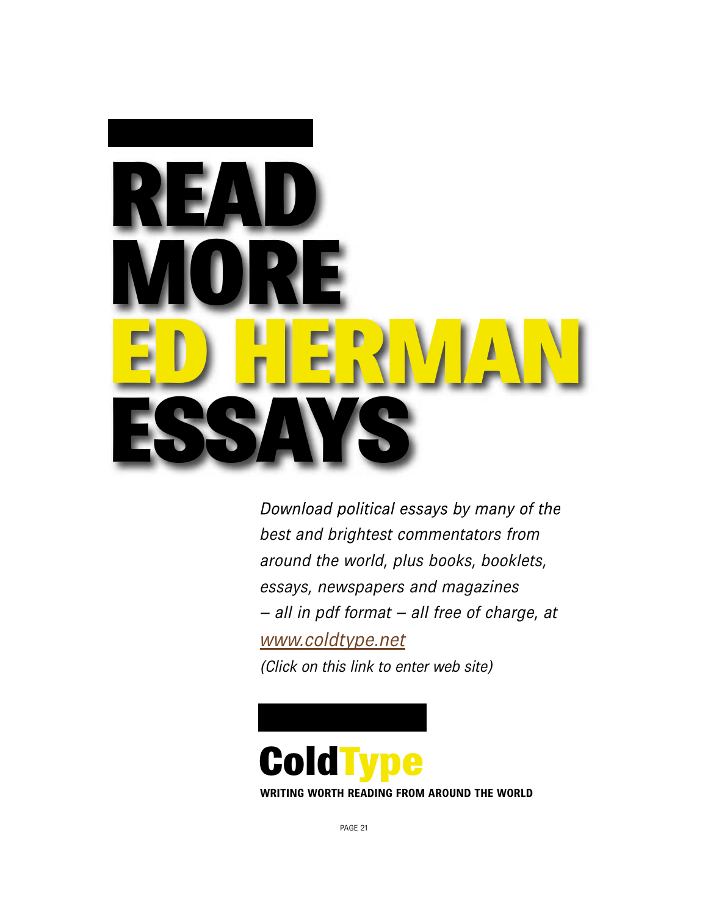# READ MORE ED HERMAN ESSAYS

*Download political essays by many of the best and brightest commentators from around the world, plus books, booklets, essays, newspapers and magazines – all in pdf format – all free of charge, at [www.coldtype.net](http://www.coldtype.net)*

*(Click on this link to enter web site)*

**ColdType**

**WRITING WORTH READING FROM AROUND THE WORLD**